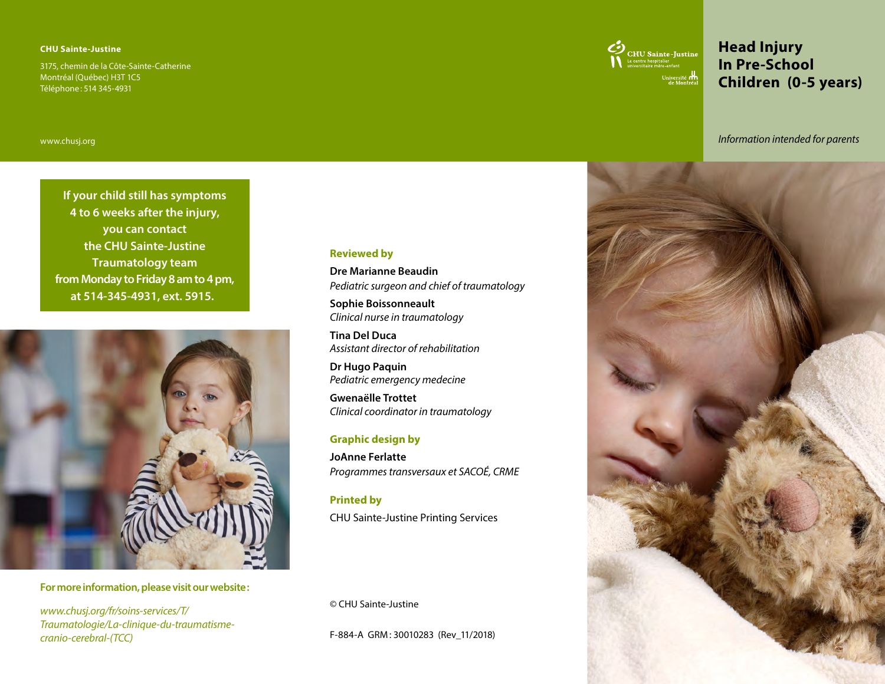# Head Injury In Pre-School Children (0-5 years)

*Information intended for parents*

**CHU Sainte-Justine**

3175, chemin de la Côte-Sainte-Catherine
Montréal (Québec) H3T 1C5
Téléphone : 514 345-4931

www.chusj.org

**If your child still has symptoms 4 to 6 weeks after the injury, you can contact the CHU Sainte-Justine Traumatology team from Monday to Friday 8 am to 4 pm, at 514-345-4931, ext. 5915.**

**For more information, please visit our website :**

*www.chusj.org/fr/soins-services/T/Traumatologie/La-clinique-du-traumatisme-cranio-cerebral-(TCC)*

**Reviewed by**

**Dre Marianne Beaudin**
*Pediatric surgeon and chief of traumatology*

**Sophie Boissonneault**
*Clinical nurse in traumatology*

**Tina Del Duca**
*Assistant director of rehabilitation*

**Dr Hugo Paquin**
*Pediatric emergency medecine*

**Gwenaëlle Trottet**
*Clinical coordinator in traumatology*

**Graphic design by**

**JoAnne Ferlatte**
*Programmes transversaux et SACOÉ, CRME*

**Printed by**

CHU Sainte-Justine Printing Services

© CHU Sainte-Justine

F-884-A GRM : 30010283 (Rev_11/2018)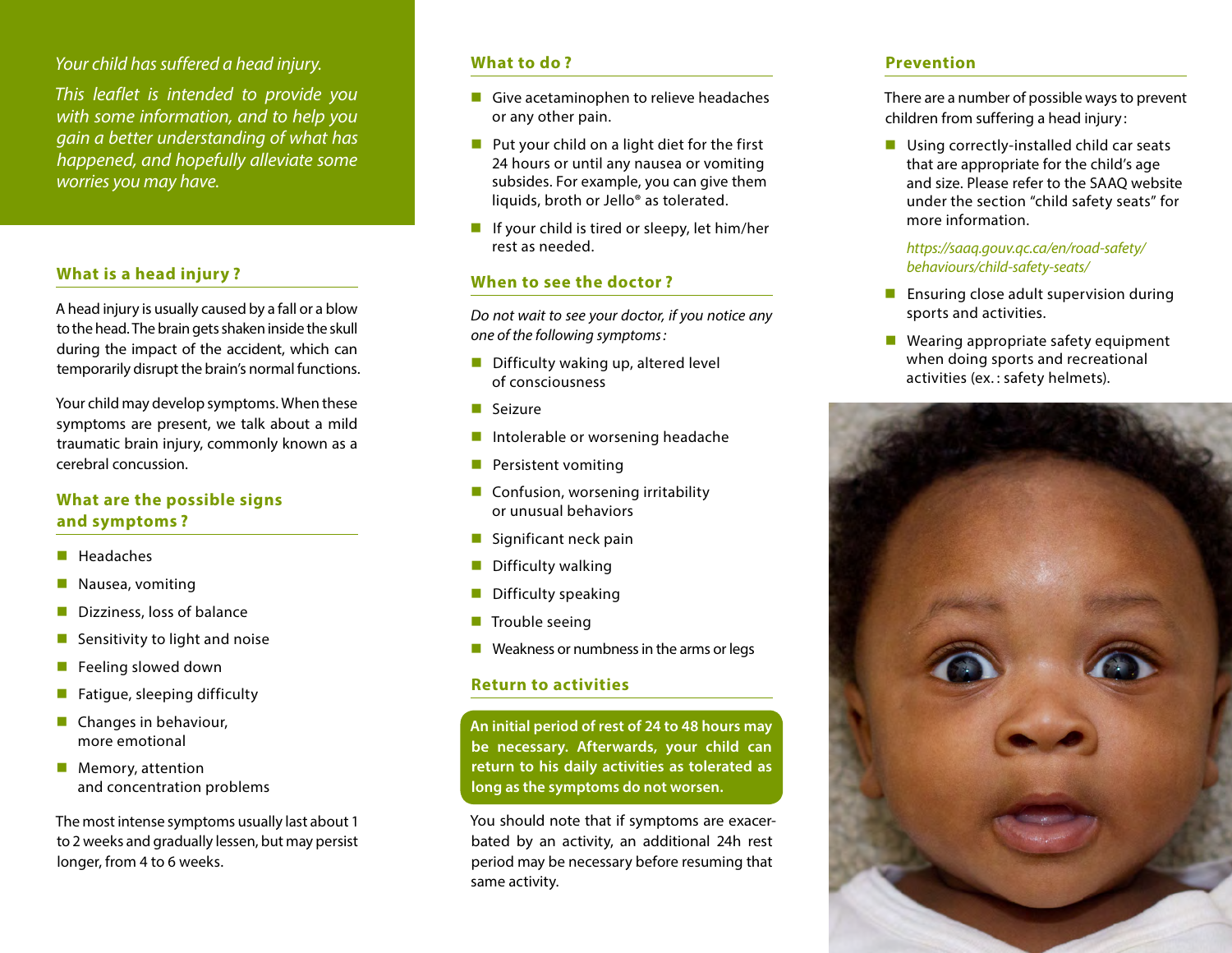*Your child has suffered a head injury.*

*This leaflet is intended to provide you with some information, and to help you gain a better understanding of what has happened, and hopefully alleviate some worries you may have.*

## What is a head injury ?

A head injury is usually caused by a fall or a blow to the head. The brain gets shaken inside the skull during the impact of the accident, which can temporarily disrupt the brain's normal functions.

Your child may develop symptoms. When these symptoms are present, we talk about a mild traumatic brain injury, commonly known as a cerebral concussion.

## What are the possible signs and symptoms ?

- Headaches
- Nausea, vomiting
- Dizziness, loss of balance
- Sensitivity to light and noise
- Feeling slowed down
- Fatigue, sleeping difficulty
- Changes in behaviour, more emotional
- Memory, attention and concentration problems

The most intense symptoms usually last about 1 to 2 weeks and gradually lessen, but may persist longer, from 4 to 6 weeks.

## What to do ?

- Give acetaminophen to relieve headaches or any other pain.
- Put your child on a light diet for the first 24 hours or until any nausea or vomiting subsides. For example, you can give them liquids, broth or Jello® as tolerated.
- If your child is tired or sleepy, let him/her rest as needed.

## When to see the doctor ?

*Do not wait to see your doctor, if you notice any one of the following symptoms :*

- Difficulty waking up, altered level of consciousness
- Seizure
- Intolerable or worsening headache
- Persistent vomiting
- Confusion, worsening irritability or unusual behaviors
- Significant neck pain
- Difficulty walking
- Difficulty speaking
- Trouble seeing
- Weakness or numbness in the arms or legs

## Return to activities

**An initial period of rest of 24 to 48 hours may be necessary. Afterwards, your child can return to his daily activities as tolerated as long as the symptoms do not worsen.**

You should note that if symptoms are exacerbated by an activity, an additional 24h rest period may be necessary before resuming that same activity.

## Prevention

There are a number of possible ways to prevent children from suffering a head injury :

- Using correctly-installed child car seats that are appropriate for the child's age and size. Please refer to the SAAQ website under the section "child safety seats" for more information.

  *https://saaq.gouv.qc.ca/en/road-safety/behaviours/child-safety-seats/*

- Ensuring close adult supervision during sports and activities.
- Wearing appropriate safety equipment when doing sports and recreational activities (ex. : safety helmets).